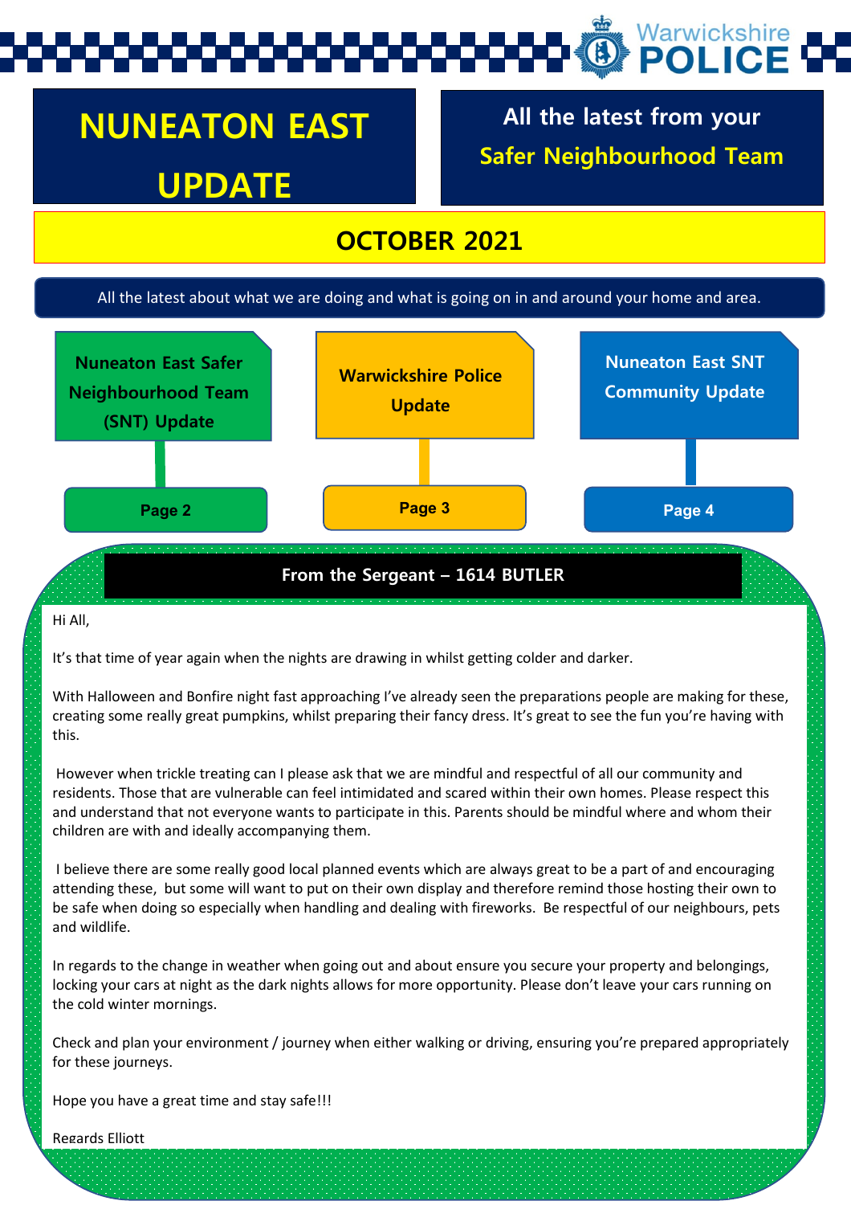Warwickshire POLICE

# NUNEATON EAST UPDATE

All the latest from your **Safer Neighbourhood Team**

## OCTOBER 2021

All the latest about what we are doing and what is going on in and around your home and area.

- **Nuneaton East Safer Neighbourhood Team (SNT) Update** — Page 2
- **Warwickshire Police Update** — Page 3
- **Nuneaton East SNT Community Update** — Page 4

### From the Sergeant – 1614 BUTLER

Hi All,

It's that time of year again when the nights are drawing in whilst getting colder and darker.

With Halloween and Bonfire night fast approaching I've already seen the preparations people are making for these, creating some really great pumpkins, whilst preparing their fancy dress. It's great to see the fun you're having with this.

However when trickle treating can I please ask that we are mindful and respectful of all our community and residents. Those that are vulnerable can feel intimidated and scared within their own homes. Please respect this and understand that not everyone wants to participate in this. Parents should be mindful where and whom their children are with and ideally accompanying them.

I believe there are some really good local planned events which are always great to be a part of and encouraging attending these, but some will want to put on their own display and therefore remind those hosting their own to be safe when doing so especially when handling and dealing with fireworks. Be respectful of our neighbours, pets and wildlife.

In regards to the change in weather when going out and about ensure you secure your property and belongings, locking your cars at night as the dark nights allows for more opportunity. Please don't leave your cars running on the cold winter mornings.

Check and plan your environment / journey when either walking or driving, ensuring you're prepared appropriately for these journeys.

Hope you have a great time and stay safe!!!

Regards Elliott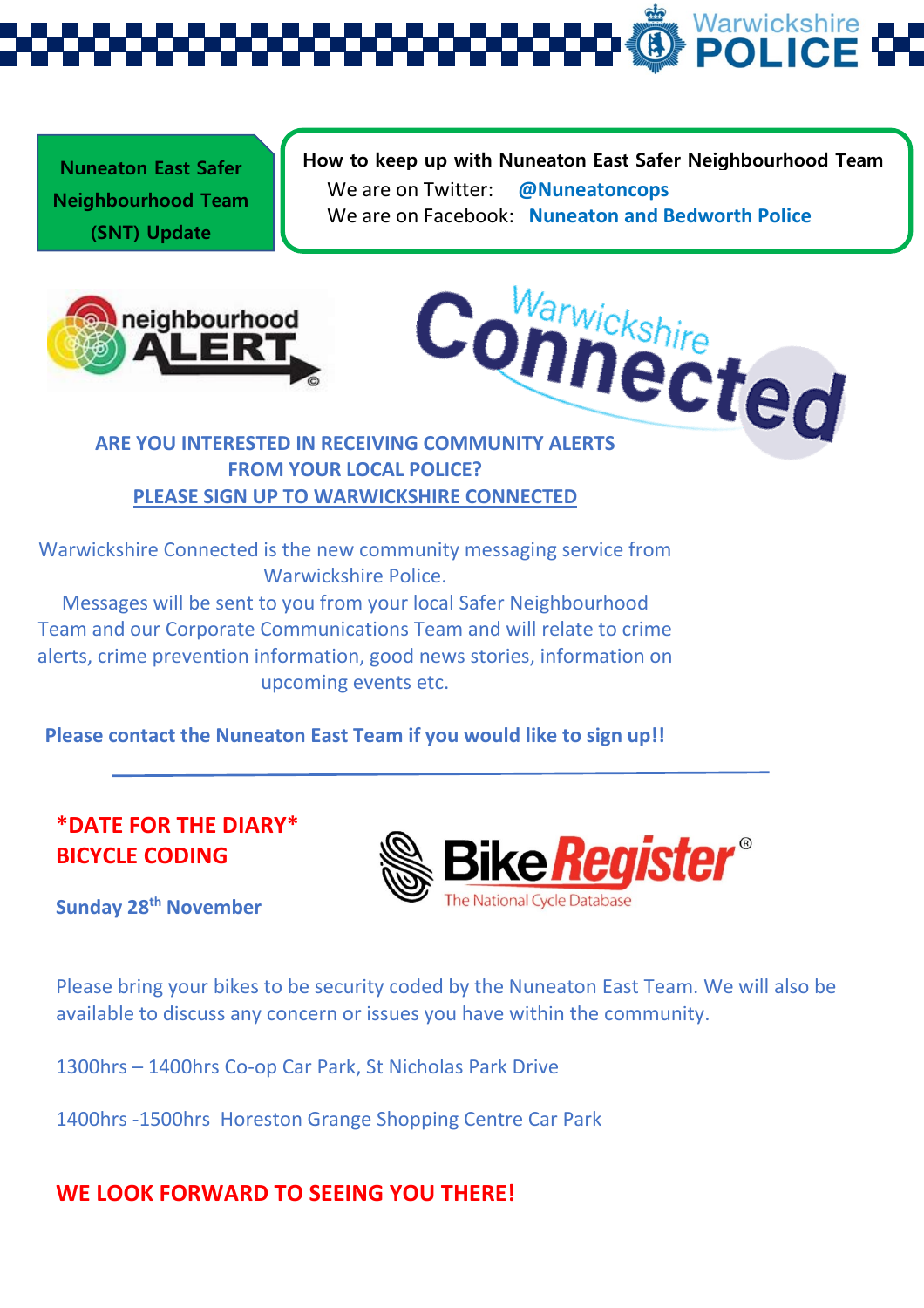**Nuneaton East Safer Neighbourhood Team (SNT) Update**

**How to keep up with Nuneaton East Safer Neighbourhood Team**

We are on Twitter: **@Nuneatoncops**

We are on Facebook: **Nuneaton and Bedworth Police**

**ARE YOU INTERESTED IN RECEIVING COMMUNITY ALERTS FROM YOUR LOCAL POLICE?**

**PLEASE SIGN UP TO WARWICKSHIRE CONNECTED**

Warwickshire Connected is the new community messaging service from Warwickshire Police.

Messages will be sent to you from your local Safer Neighbourhood Team and our Corporate Communications Team and will relate to crime alerts, crime prevention information, good news stories, information on upcoming events etc.

**Please contact the Nuneaton East Team if you would like to sign up!!**

---

**\*DATE FOR THE DIARY\***

**BICYCLE CODING**

**Sunday 28th November**

Please bring your bikes to be security coded by the Nuneaton East Team. We will also be available to discuss any concern or issues you have within the community.

1300hrs – 1400hrs Co-op Car Park, St Nicholas Park Drive

1400hrs -1500hrs Horeston Grange Shopping Centre Car Park

**WE LOOK FORWARD TO SEEING YOU THERE!**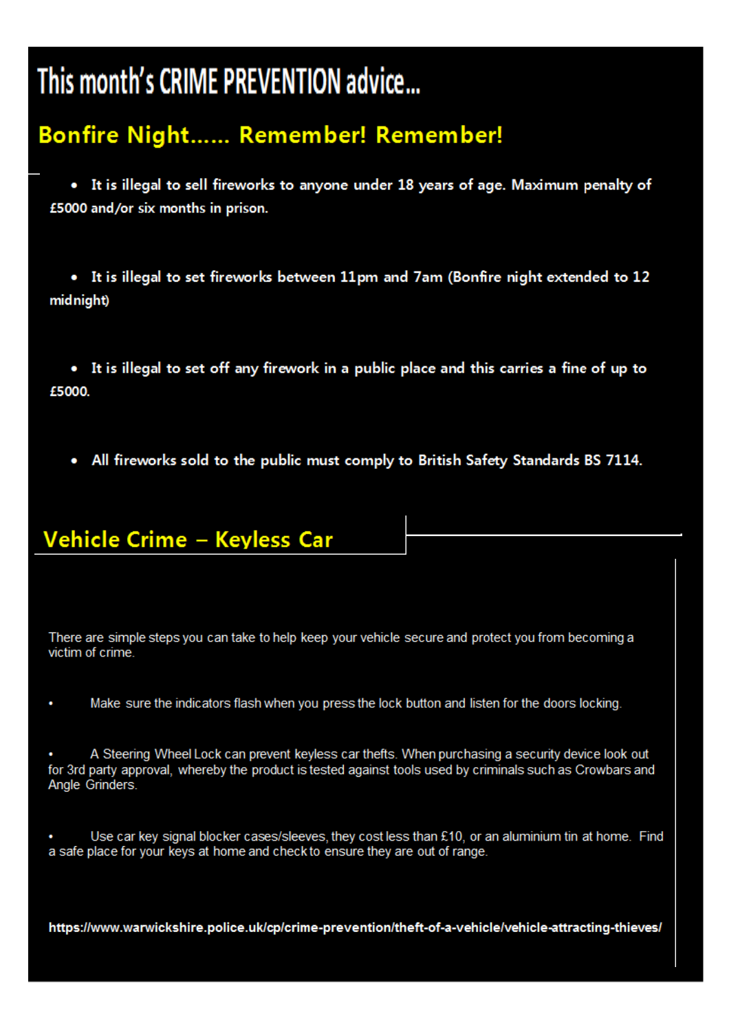# This month's CRIME PREVENTION advice...

## Bonfire Night...... Remember! Remember!

- It is illegal to sell fireworks to anyone under 18 years of age. Maximum penalty of £5000 and/or six months in prison.

- It is illegal to set fireworks between 11pm and 7am (Bonfire night extended to 12 midnight)

- It is illegal to set off any firework in a public place and this carries a fine of up to £5000.

- All fireworks sold to the public must comply to British Safety Standards BS 7114.

## Vehicle Crime – Keyless Car

There are simple steps you can take to help keep your vehicle secure and protect you from becoming a victim of crime.

- Make sure the indicators flash when you press the lock button and listen for the doors locking.

- A Steering Wheel Lock can prevent keyless car thefts. When purchasing a security device look out for 3rd party approval, whereby the product is tested against tools used by criminals such as Crowbars and Angle Grinders.

- Use car key signal blocker cases/sleeves, they cost less than £10, or an aluminium tin at home. Find a safe place for your keys at home and check to ensure they are out of range.

**https://www.warwickshire.police.uk/cp/crime-prevention/theft-of-a-vehicle/vehicle-attracting-thieves/**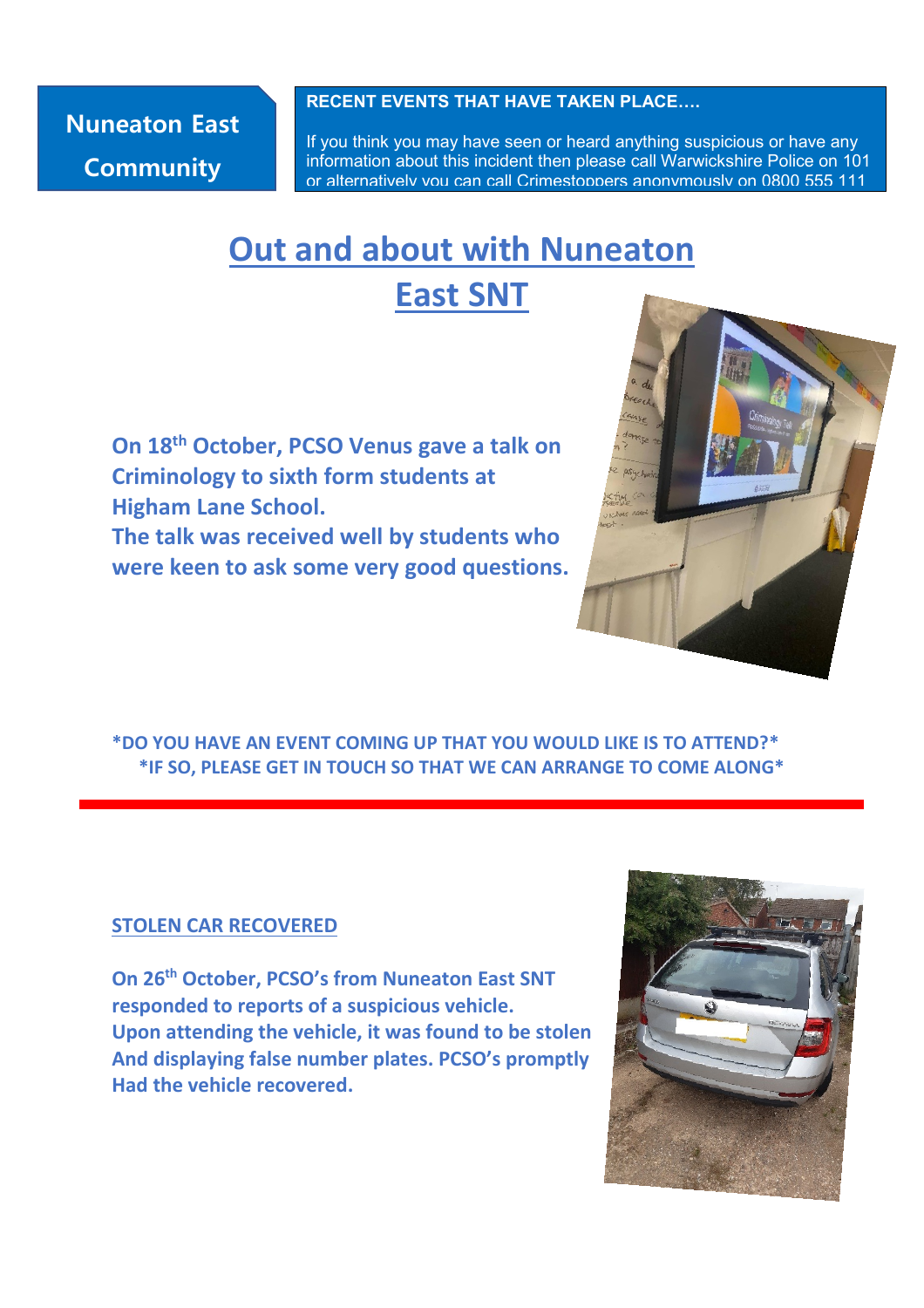**Nuneaton East Community**

**RECENT EVENTS THAT HAVE TAKEN PLACE….**

If you think you may have seen or heard anything suspicious or have any information about this incident then please call Warwickshire Police on 101 or alternatively you can call Crimestoppers anonymously on 0800 555 111

# Out and about with Nuneaton East SNT

**On 18th October, PCSO Venus gave a talk on Criminology to sixth form students at Higham Lane School.**
**The talk was received well by students who were keen to ask some very good questions.**

**\*DO YOU HAVE AN EVENT COMING UP THAT YOU WOULD LIKE IS TO ATTEND?\***
**\*IF SO, PLEASE GET IN TOUCH SO THAT WE CAN ARRANGE TO COME ALONG\***

## STOLEN CAR RECOVERED

**On 26th October, PCSO's from Nuneaton East SNT responded to reports of a suspicious vehicle.**
**Upon attending the vehicle, it was found to be stolen And displaying false number plates. PCSO's promptly Had the vehicle recovered.**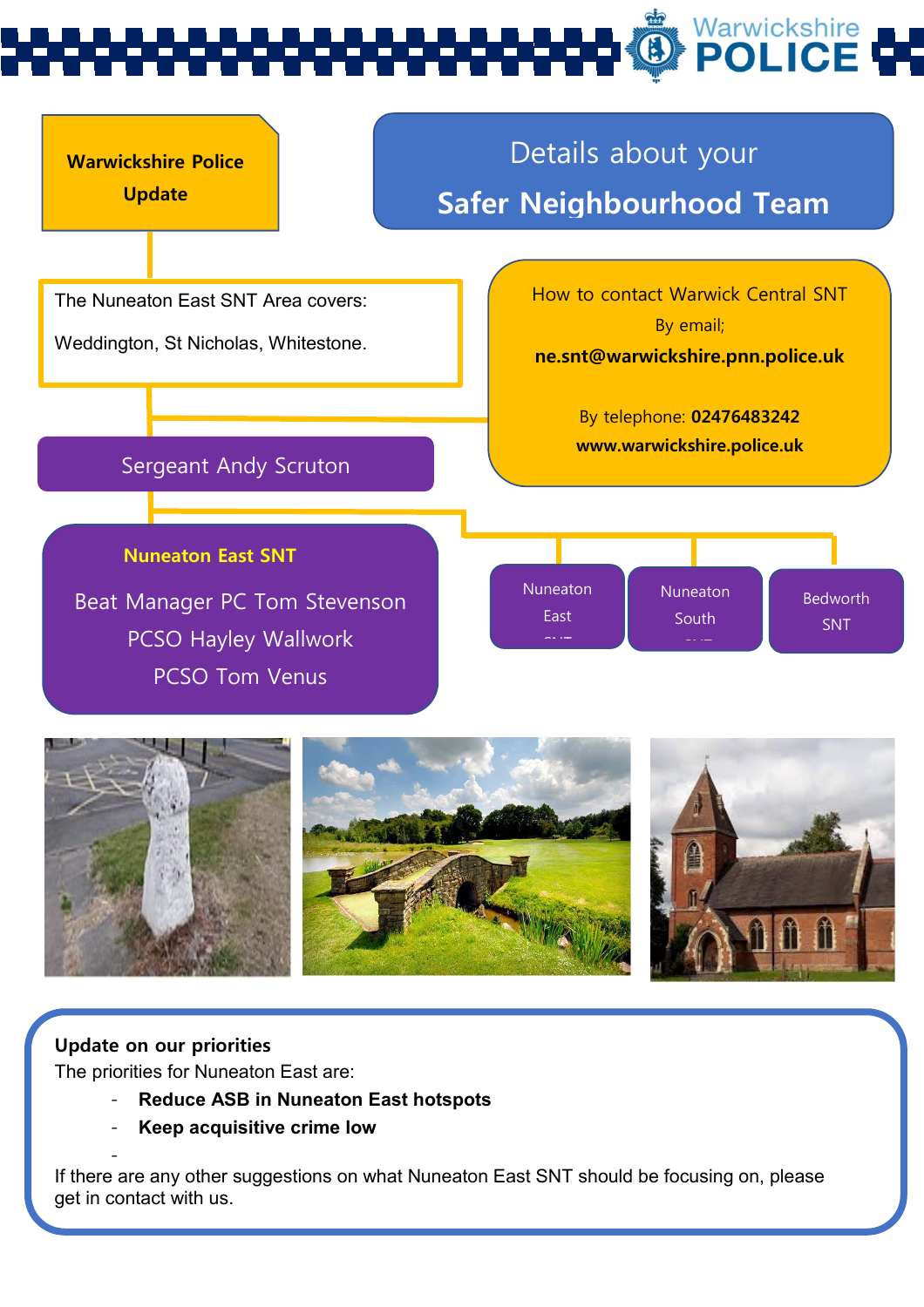**Warwickshire Police Update**

# Details about your **Safer Neighbourhood Team**

The Nuneaton East SNT Area covers:

Weddington, St Nicholas, Whitestone.

How to contact Warwick Central SNT

By email;

**ne.snt@warwickshire.pnn.police.uk**

By telephone: **02476483242**

**www.warwickshire.police.uk**

Sergeant Andy Scruton

**Nuneaton East SNT**

Beat Manager PC Tom Stevenson

PCSO Hayley Wallwork

PCSO Tom Venus

Nuneaton East SNT

Nuneaton South SNT

Bedworth SNT

**Update on our priorities**

The priorities for Nuneaton East are:

- **Reduce ASB in Nuneaton East hotspots**
- **Keep acquisitive crime low**
- 

If there are any other suggestions on what Nuneaton East SNT should be focusing on, please get in contact with us.